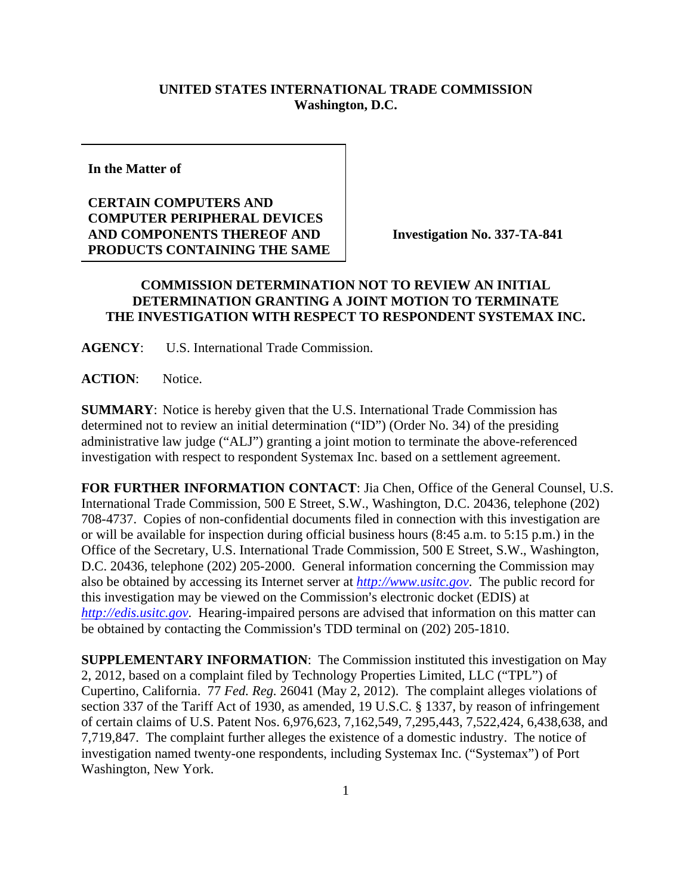**UNITED STATES INTERNATIONAL TRADE COMMISSION**
**Washington, D.C.**

**In the Matter of**

**CERTAIN COMPUTERS AND COMPUTER PERIPHERAL DEVICES AND COMPONENTS THEREOF AND PRODUCTS CONTAINING THE SAME**

**Investigation No. 337-TA-841**

**COMMISSION DETERMINATION NOT TO REVIEW AN INITIAL DETERMINATION GRANTING A JOINT MOTION TO TERMINATE THE INVESTIGATION WITH RESPECT TO RESPONDENT SYSTEMAX INC.**

**AGENCY**: U.S. International Trade Commission.

**ACTION**: Notice.

**SUMMARY**: Notice is hereby given that the U.S. International Trade Commission has determined not to review an initial determination ("ID") (Order No. 34) of the presiding administrative law judge ("ALJ") granting a joint motion to terminate the above-referenced investigation with respect to respondent Systemax Inc. based on a settlement agreement.

**FOR FURTHER INFORMATION CONTACT**: Jia Chen, Office of the General Counsel, U.S. International Trade Commission, 500 E Street, S.W., Washington, D.C. 20436, telephone (202) 708-4737. Copies of non-confidential documents filed in connection with this investigation are or will be available for inspection during official business hours (8:45 a.m. to 5:15 p.m.) in the Office of the Secretary, U.S. International Trade Commission, 500 E Street, S.W., Washington, D.C. 20436, telephone (202) 205-2000. General information concerning the Commission may also be obtained by accessing its Internet server at *http://www.usitc.gov*. The public record for this investigation may be viewed on the Commission's electronic docket (EDIS) at *http://edis.usitc.gov*. Hearing-impaired persons are advised that information on this matter can be obtained by contacting the Commission's TDD terminal on (202) 205-1810.

**SUPPLEMENTARY INFORMATION**: The Commission instituted this investigation on May 2, 2012, based on a complaint filed by Technology Properties Limited, LLC ("TPL") of Cupertino, California. 77 *Fed. Reg.* 26041 (May 2, 2012). The complaint alleges violations of section 337 of the Tariff Act of 1930, as amended, 19 U.S.C. § 1337, by reason of infringement of certain claims of U.S. Patent Nos. 6,976,623, 7,162,549, 7,295,443, 7,522,424, 6,438,638, and 7,719,847. The complaint further alleges the existence of a domestic industry. The notice of investigation named twenty-one respondents, including Systemax Inc. ("Systemax") of Port Washington, New York.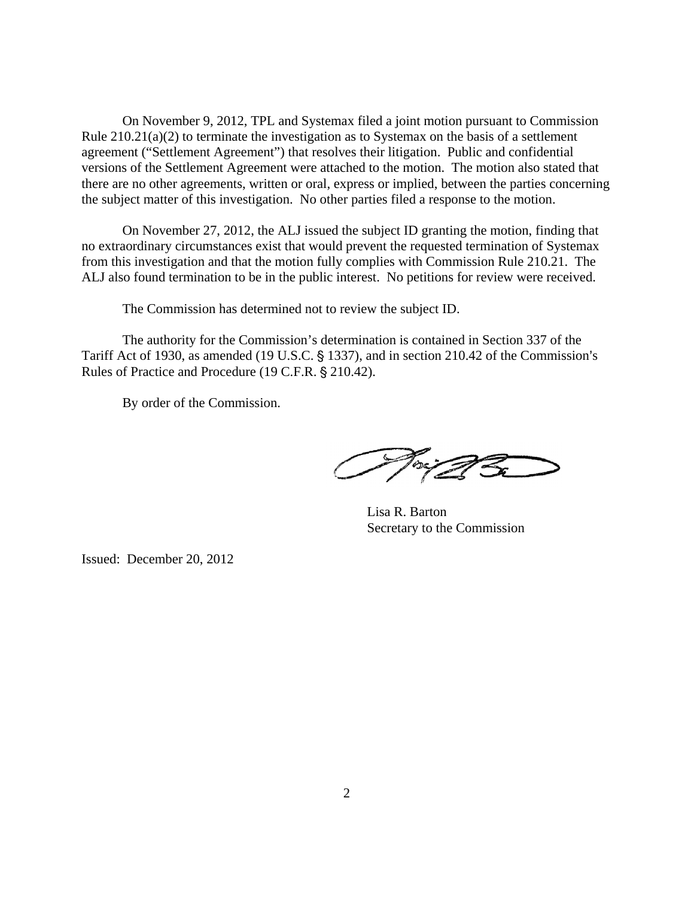On November 9, 2012, TPL and Systemax filed a joint motion pursuant to Commission Rule 210.21(a)(2) to terminate the investigation as to Systemax on the basis of a settlement agreement ("Settlement Agreement") that resolves their litigation. Public and confidential versions of the Settlement Agreement were attached to the motion. The motion also stated that there are no other agreements, written or oral, express or implied, between the parties concerning the subject matter of this investigation. No other parties filed a response to the motion.

On November 27, 2012, the ALJ issued the subject ID granting the motion, finding that no extraordinary circumstances exist that would prevent the requested termination of Systemax from this investigation and that the motion fully complies with Commission Rule 210.21. The ALJ also found termination to be in the public interest. No petitions for review were received.

The Commission has determined not to review the subject ID.

The authority for the Commission's determination is contained in Section 337 of the Tariff Act of 1930, as amended (19 U.S.C. § 1337), and in section 210.42 of the Commission's Rules of Practice and Procedure (19 C.F.R. § 210.42).

By order of the Commission.

Lisa R. Barton
Secretary to the Commission

Issued: December 20, 2012